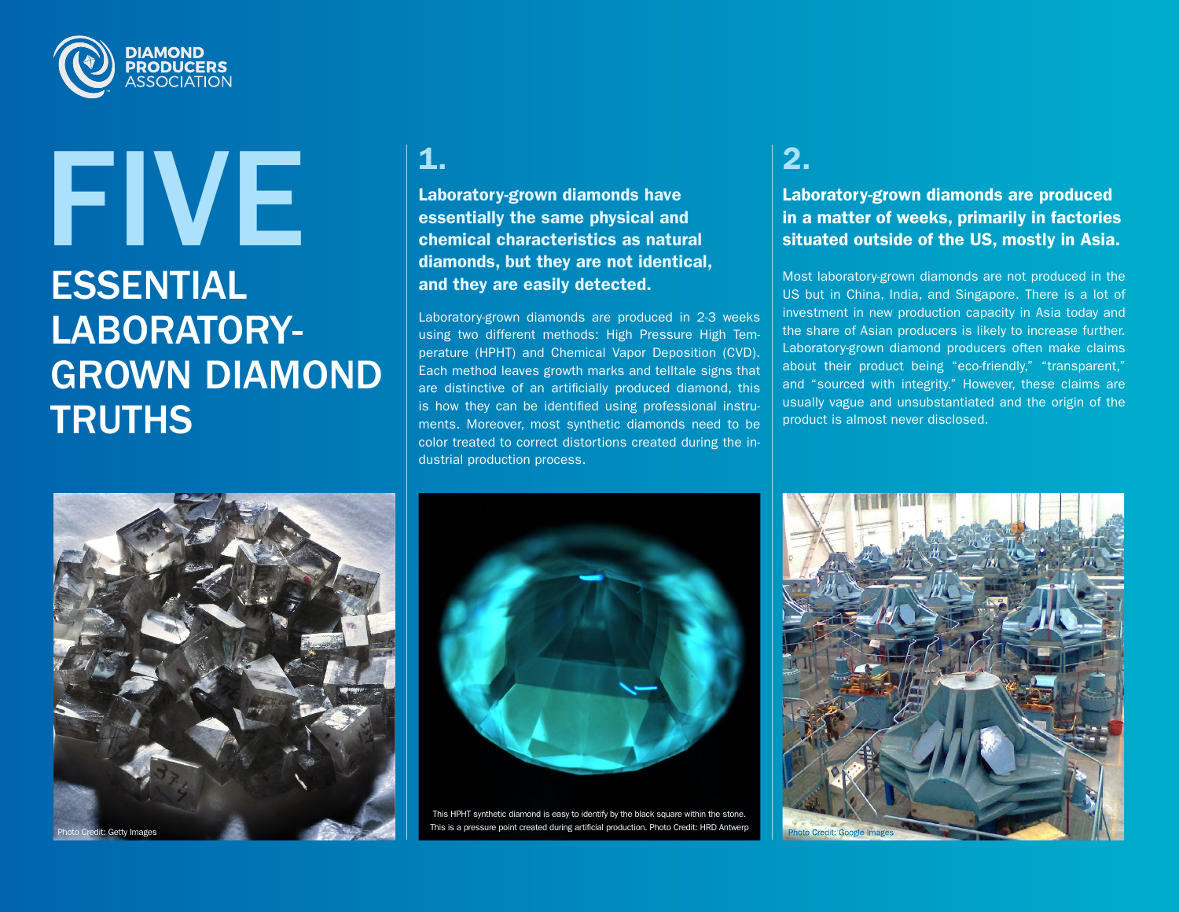DIAMOND PRODUCERS ASSOCIATION

# FIVE ESSENTIAL LABORATORY-GROWN DIAMOND TRUTHS

Photo Credit: Getty Images

## 1.

**Laboratory-grown diamonds have essentially the same physical and chemical characteristics as natural diamonds, but they are not identical, and they are easily detected.**

Laboratory-grown diamonds are produced in 2-3 weeks using two different methods: High Pressure High Temperature (HPHT) and Chemical Vapor Deposition (CVD). Each method leaves growth marks and telltale signs that are distinctive of an artificially produced diamond, this is how they can be identified using professional instruments. Moreover, most synthetic diamonds need to be color treated to correct distortions created during the industrial production process.

This HPHT synthetic diamond is easy to identify by the black square within the stone. This is a pressure point created during artificial production. Photo Credit: HRD Antwerp

## 2.

**Laboratory-grown diamonds are produced in a matter of weeks, primarily in factories situated outside of the US, mostly in Asia.**

Most laboratory-grown diamonds are not produced in the US but in China, India, and Singapore. There is a lot of investment in new production capacity in Asia today and the share of Asian producers is likely to increase further. Laboratory-grown diamond producers often make claims about their product being "eco-friendly," "transparent," and "sourced with integrity." However, these claims are usually vague and unsubstantiated and the origin of the product is almost never disclosed.

Photo Credit: Google Images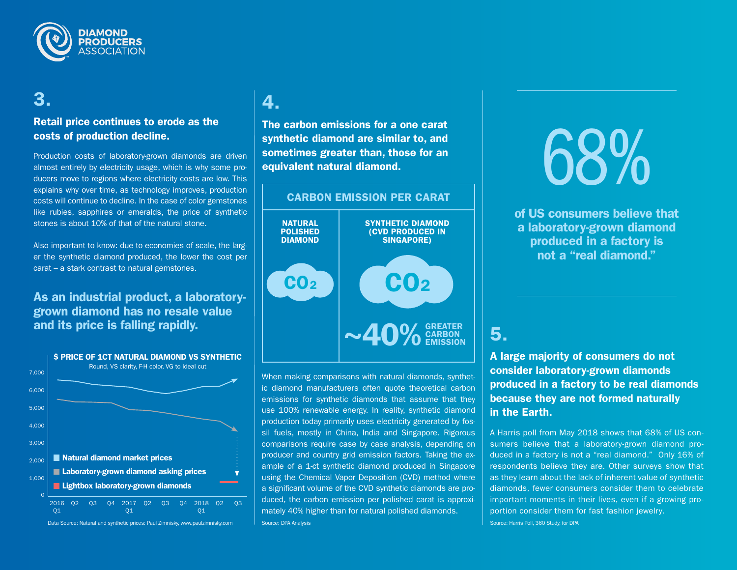DIAMOND PRODUCERS ASSOCIATION

## 3.

### Retail price continues to erode as the costs of production decline.

Production costs of laboratory-grown diamonds are driven almost entirely by electricity usage, which is why some producers move to regions where electricity costs are low. This explains why over time, as technology improves, production costs will continue to decline. In the case of color gemstones like rubies, sapphires or emeralds, the price of synthetic stones is about 10% of that of the natural stone.

Also important to know: due to economies of scale, the larger the synthetic diamond produced, the lower the cost per carat – a stark contrast to natural gemstones.

### As an industrial product, a laboratory-grown diamond has no resale value and its price is falling rapidly.

**$ PRICE OF 1CT NATURAL DIAMOND VS SYNTHETIC**

Round, VS clarity, F-H color, VG to ideal cut

7,000
6,000
5,000
4,000
3,000
2,000
1,000
0

2016 Q1, Q2, Q3, Q4, 2017 Q1, Q2, Q3, Q4, 2018 Q1, Q2, Q3

Natural diamond market prices
Laboratory-grown diamond asking prices
Lightbox laboratory-grown diamonds

Data Source: Natural and synthetic prices: Paul Zimnisky, www.paulzimnisky.com

## 4.

### The carbon emissions for a one carat synthetic diamond are similar to, and sometimes greater than, those for an equivalent natural diamond.

**CARBON EMISSION PER CARAT**

NATURAL POLISHED DIAMOND

$CO_2$

SYNTHETIC DIAMOND (CVD PRODUCED IN SINGAPORE)

$CO_2$

~40% GREATER CARBON EMISSION

When making comparisons with natural diamonds, synthetic diamond manufacturers often quote theoretical carbon emissions for synthetic diamonds that assume that they use 100% renewable energy. In reality, synthetic diamond production today primarily uses electricity generated by fossil fuels, mostly in China, India and Singapore. Rigorous comparisons require case by case analysis, depending on producer and country grid emission factors. Taking the example of a 1-ct synthetic diamond produced in Singapore using the Chemical Vapor Deposition (CVD) method where a significant volume of the CVD synthetic diamonds are produced, the carbon emission per polished carat is approximately 40% higher than for natural polished diamonds.

Source: DPA Analysis

# 68%

**of US consumers believe that a laboratory-grown diamond produced in a factory is not a "real diamond."**

## 5.

### A large majority of consumers do not consider laboratory-grown diamonds produced in a factory to be real diamonds because they are not formed naturally in the Earth.

A Harris poll from May 2018 shows that 68% of US consumers believe that a laboratory-grown diamond produced in a factory is not a "real diamond." Only 16% of respondents believe they are. Other surveys show that as they learn about the lack of inherent value of synthetic diamonds, fewer consumers consider them to celebrate important moments in their lives, even if a growing proportion consider them for fast fashion jewelry.

Source: Harris Poll, 360 Study, for DPA